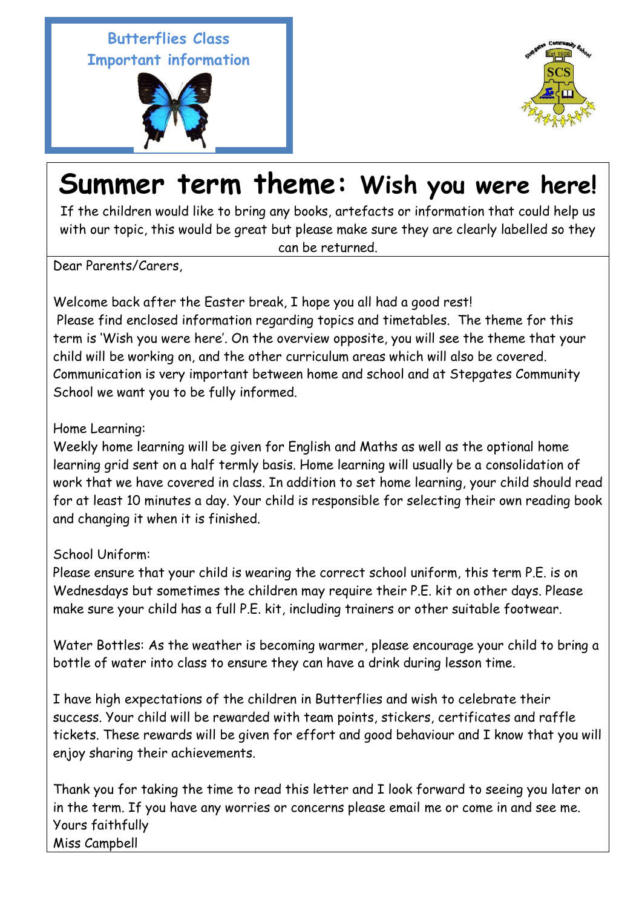**Butterflies Class**
**Important information**

# Summer term theme: Wish you were here!

If the children would like to bring any books, artefacts or information that could help us with our topic, this would be great but please make sure they are clearly labelled so they can be returned.

Dear Parents/Carers,

Welcome back after the Easter break, I hope you all had a good rest!
Please find enclosed information regarding topics and timetables. The theme for this term is 'Wish you were here'. On the overview opposite, you will see the theme that your child will be working on, and the other curriculum areas which will also be covered. Communication is very important between home and school and at Stepgates Community School we want you to be fully informed.

Home Learning:
Weekly home learning will be given for English and Maths as well as the optional home learning grid sent on a half termly basis. Home learning will usually be a consolidation of work that we have covered in class. In addition to set home learning, your child should read for at least 10 minutes a day. Your child is responsible for selecting their own reading book and changing it when it is finished.

School Uniform:
Please ensure that your child is wearing the correct school uniform, this term P.E. is on Wednesdays but sometimes the children may require their P.E. kit on other days. Please make sure your child has a full P.E. kit, including trainers or other suitable footwear.

Water Bottles: As the weather is becoming warmer, please encourage your child to bring a bottle of water into class to ensure they can have a drink during lesson time.

I have high expectations of the children in Butterflies and wish to celebrate their success. Your child will be rewarded with team points, stickers, certificates and raffle tickets. These rewards will be given for effort and good behaviour and I know that you will enjoy sharing their achievements.

Thank you for taking the time to read this letter and I look forward to seeing you later on in the term. If you have any worries or concerns please email me or come in and see me.
Yours faithfully
Miss Campbell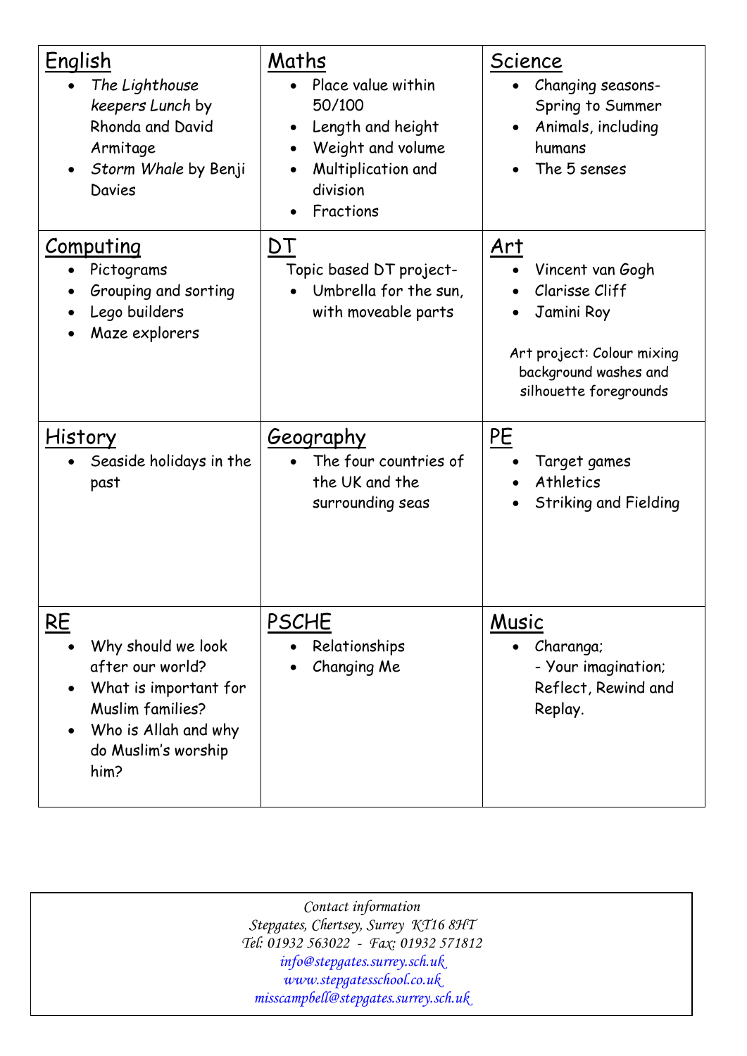| | | |
|---|---|---|
| <u>English</u><br>• *The Lighthouse keepers Lunch* by Rhonda and David Armitage<br>• *Storm Whale* by Benji Davies | <u>Maths</u><br>• Place value within 50/100<br>• Length and height<br>• Weight and volume<br>• Multiplication and division<br>• Fractions | <u>Science</u><br>• Changing seasons- Spring to Summer<br>• Animals, including humans<br>• The 5 senses |
| <u>Computing</u><br>• Pictograms<br>• Grouping and sorting<br>• Lego builders<br>• Maze explorers | <u>DT</u><br>Topic based DT project-<br>• Umbrella for the sun, with moveable parts | <u>Art</u><br>• Vincent van Gogh<br>• Clarisse Cliff<br>• Jamini Roy<br><br>Art project: Colour mixing background washes and silhouette foregrounds |
| <u>History</u><br>• Seaside holidays in the past | <u>Geography</u><br>• The four countries of the UK and the surrounding seas | <u>PE</u><br>• Target games<br>• Athletics<br>• Striking and Fielding |
| <u>RE</u><br>• Why should we look after our world?<br>• What is important for Muslim families?<br>• Who is Allah and why do Muslim's worship him? | <u>PSCHE</u><br>• Relationships<br>• Changing Me | <u>Music</u><br>• Charanga;<br>- Your imagination; Reflect, Rewind and Replay. |

*Contact information*
*Stepgates, Chertsey, Surrey KT16 8HT*
*Tel: 01932 563022 - Fax: 01932 571812*
*info@stepgates.surrey.sch.uk*
*www.stepgatesschool.co.uk*
*misscampbell@stepgates.surrey.sch.uk*